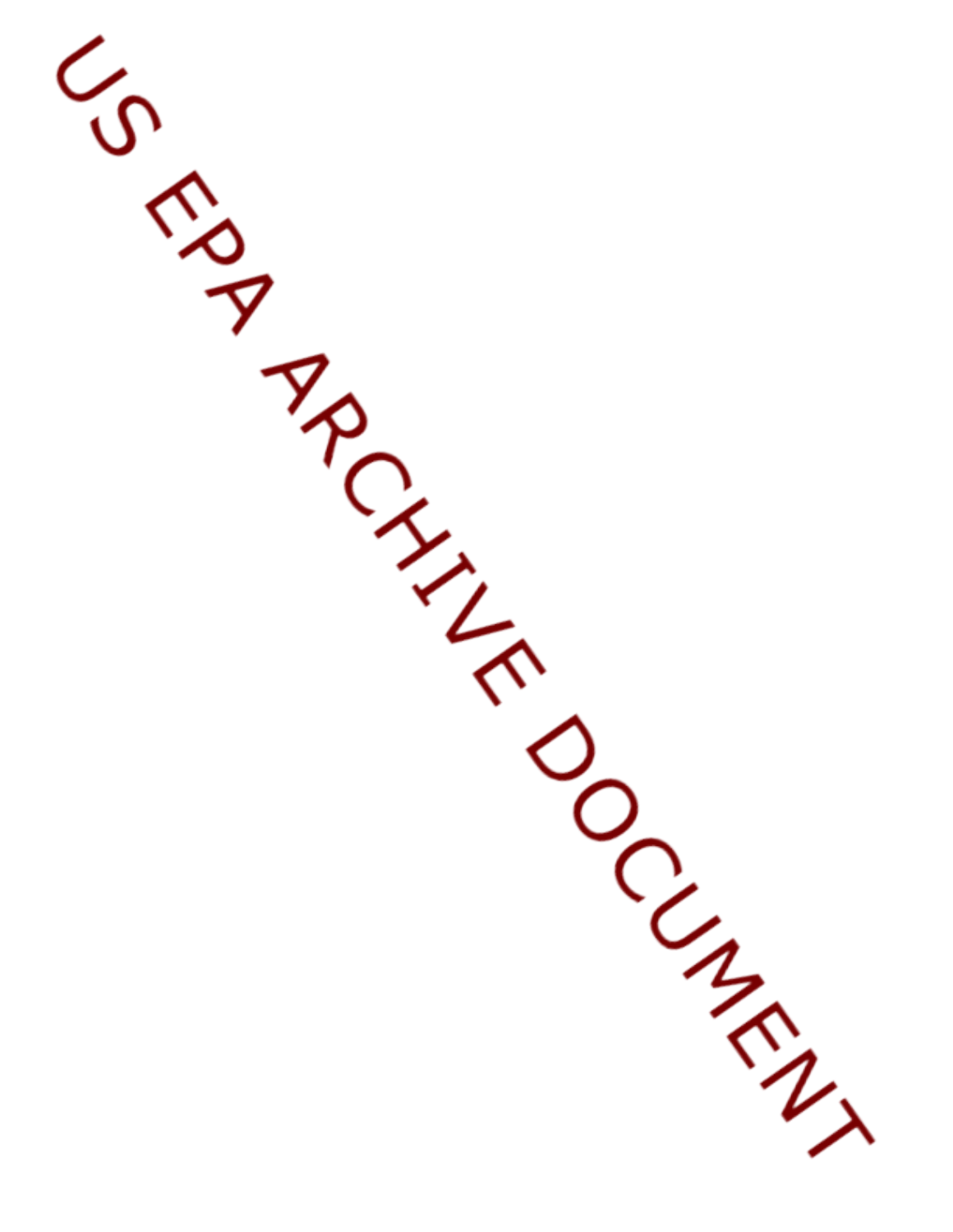US EPA ARCHIVE DOCUMENT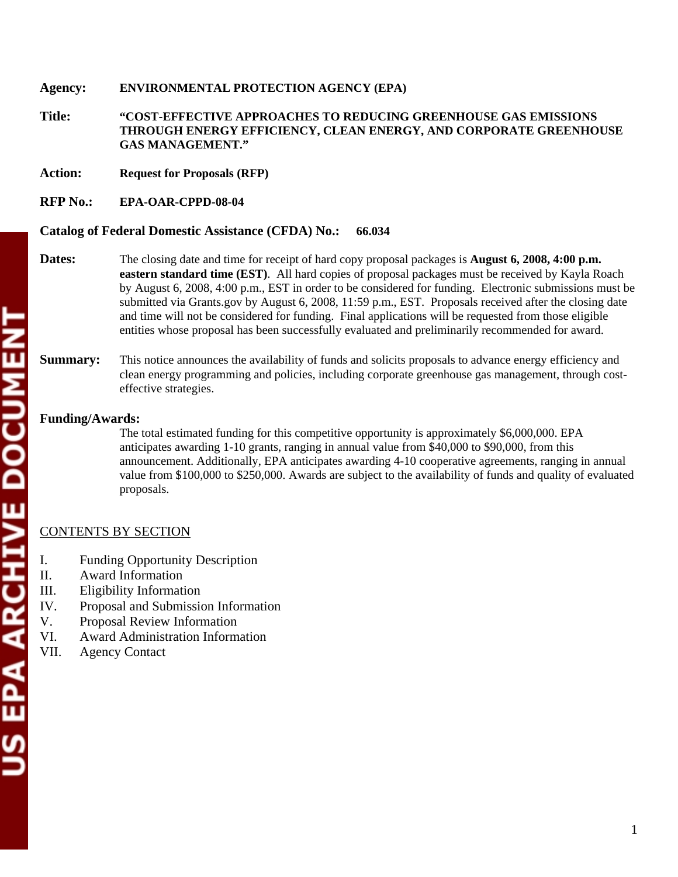**Agency:** **ENVIRONMENTAL PROTECTION AGENCY (EPA)**

**Title:** **"COST-EFFECTIVE APPROACHES TO REDUCING GREENHOUSE GAS EMISSIONS THROUGH ENERGY EFFICIENCY, CLEAN ENERGY, AND CORPORATE GREENHOUSE GAS MANAGEMENT."**

**Action:** **Request for Proposals (RFP)**

**RFP No.:** **EPA-OAR-CPPD-08-04**

**Catalog of Federal Domestic Assistance (CFDA) No.:** **66.034**

**Dates:** The closing date and time for receipt of hard copy proposal packages is **August 6, 2008, 4:00 p.m. eastern standard time (EST)**. All hard copies of proposal packages must be received by Kayla Roach by August 6, 2008, 4:00 p.m., EST in order to be considered for funding. Electronic submissions must be submitted via Grants.gov by August 6, 2008, 11:59 p.m., EST. Proposals received after the closing date and time will not be considered for funding. Final applications will be requested from those eligible entities whose proposal has been successfully evaluated and preliminarily recommended for award.

**Summary:** This notice announces the availability of funds and solicits proposals to advance energy efficiency and clean energy programming and policies, including corporate greenhouse gas management, through cost-effective strategies.

**Funding/Awards:**

The total estimated funding for this competitive opportunity is approximately $6,000,000. EPA anticipates awarding 1-10 grants, ranging in annual value from $40,000 to $90,000, from this announcement. Additionally, EPA anticipates awarding 4-10 cooperative agreements, ranging in annual value from $100,000 to $250,000. Awards are subject to the availability of funds and quality of evaluated proposals.

## CONTENTS BY SECTION

I. Funding Opportunity Description
II. Award Information
III. Eligibility Information
IV. Proposal and Submission Information
V. Proposal Review Information
VI. Award Administration Information
VII. Agency Contact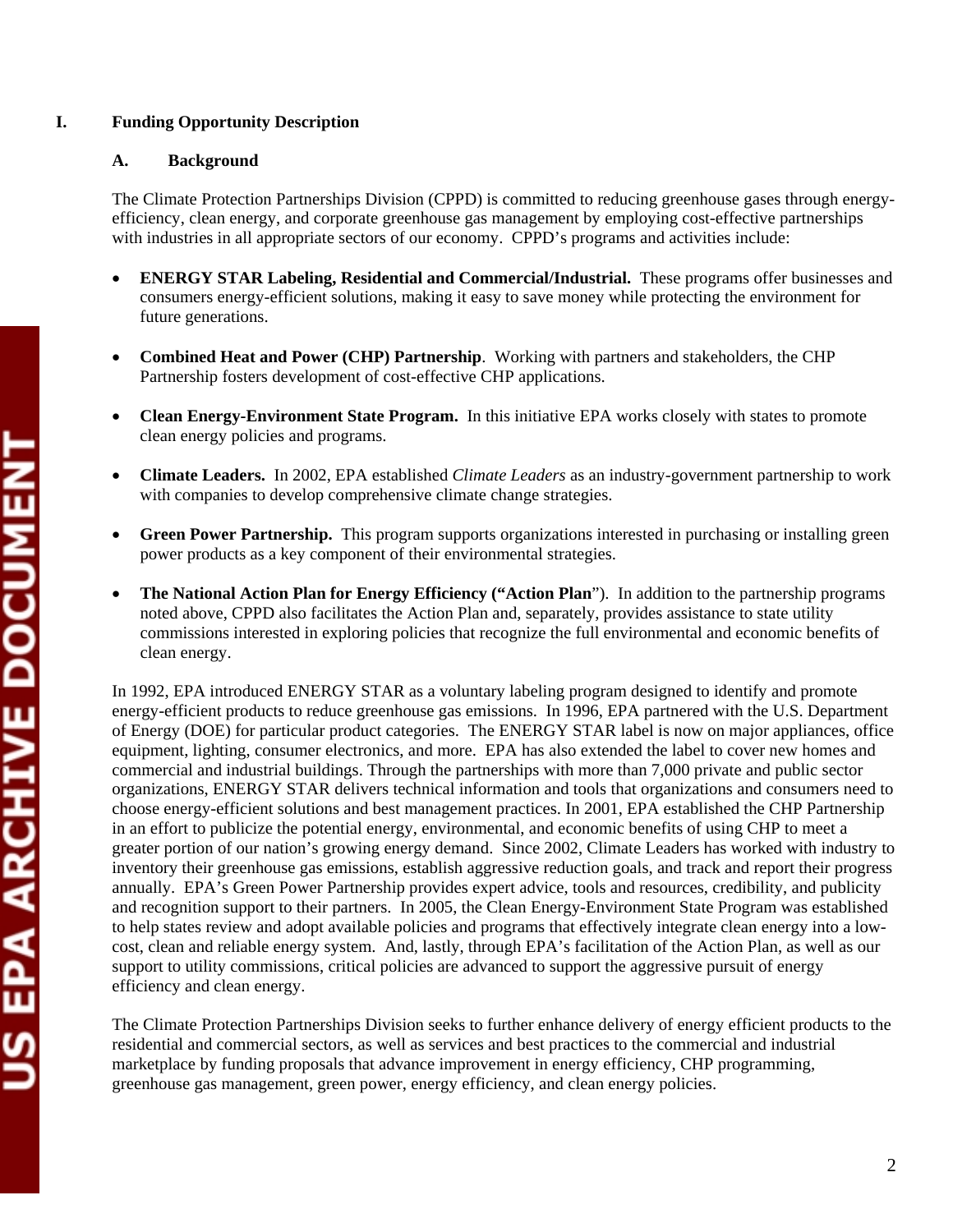# I. Funding Opportunity Description

## A. Background

The Climate Protection Partnerships Division (CPPD) is committed to reducing greenhouse gases through energy-efficiency, clean energy, and corporate greenhouse gas management by employing cost-effective partnerships with industries in all appropriate sectors of our economy. CPPD's programs and activities include:

- **ENERGY STAR Labeling, Residential and Commercial/Industrial.** These programs offer businesses and consumers energy-efficient solutions, making it easy to save money while protecting the environment for future generations.
- **Combined Heat and Power (CHP) Partnership**. Working with partners and stakeholders, the CHP Partnership fosters development of cost-effective CHP applications.
- **Clean Energy-Environment State Program.** In this initiative EPA works closely with states to promote clean energy policies and programs.
- **Climate Leaders.** In 2002, EPA established *Climate Leaders* as an industry-government partnership to work with companies to develop comprehensive climate change strategies.
- **Green Power Partnership.** This program supports organizations interested in purchasing or installing green power products as a key component of their environmental strategies.
- **The National Action Plan for Energy Efficiency ("Action Plan**"). In addition to the partnership programs noted above, CPPD also facilitates the Action Plan and, separately, provides assistance to state utility commissions interested in exploring policies that recognize the full environmental and economic benefits of clean energy.

In 1992, EPA introduced ENERGY STAR as a voluntary labeling program designed to identify and promote energy-efficient products to reduce greenhouse gas emissions. In 1996, EPA partnered with the U.S. Department of Energy (DOE) for particular product categories. The ENERGY STAR label is now on major appliances, office equipment, lighting, consumer electronics, and more. EPA has also extended the label to cover new homes and commercial and industrial buildings. Through the partnerships with more than 7,000 private and public sector organizations, ENERGY STAR delivers technical information and tools that organizations and consumers need to choose energy-efficient solutions and best management practices. In 2001, EPA established the CHP Partnership in an effort to publicize the potential energy, environmental, and economic benefits of using CHP to meet a greater portion of our nation's growing energy demand. Since 2002, Climate Leaders has worked with industry to inventory their greenhouse gas emissions, establish aggressive reduction goals, and track and report their progress annually. EPA's Green Power Partnership provides expert advice, tools and resources, credibility, and publicity and recognition support to their partners. In 2005, the Clean Energy-Environment State Program was established to help states review and adopt available policies and programs that effectively integrate clean energy into a low-cost, clean and reliable energy system. And, lastly, through EPA's facilitation of the Action Plan, as well as our support to utility commissions, critical policies are advanced to support the aggressive pursuit of energy efficiency and clean energy.

The Climate Protection Partnerships Division seeks to further enhance delivery of energy efficient products to the residential and commercial sectors, as well as services and best practices to the commercial and industrial marketplace by funding proposals that advance improvement in energy efficiency, CHP programming, greenhouse gas management, green power, energy efficiency, and clean energy policies.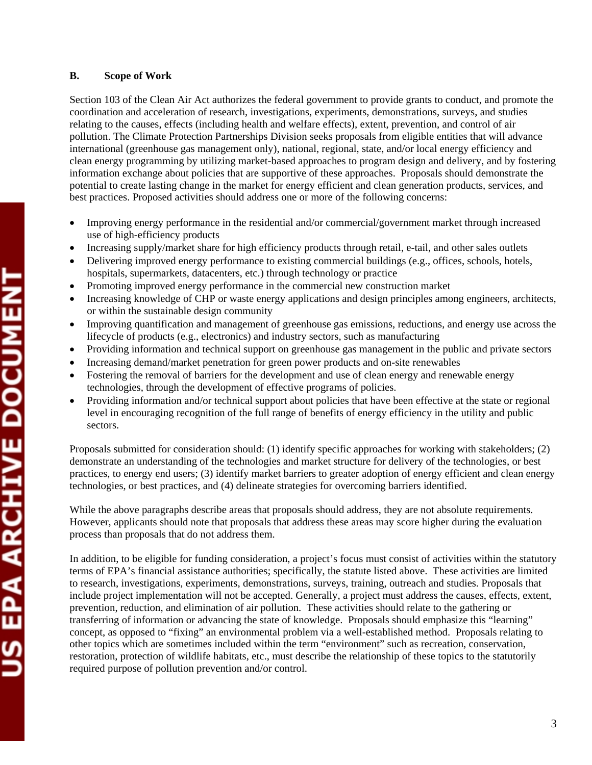### B. Scope of Work

Section 103 of the Clean Air Act authorizes the federal government to provide grants to conduct, and promote the coordination and acceleration of research, investigations, experiments, demonstrations, surveys, and studies relating to the causes, effects (including health and welfare effects), extent, prevention, and control of air pollution. The Climate Protection Partnerships Division seeks proposals from eligible entities that will advance international (greenhouse gas management only), national, regional, state, and/or local energy efficiency and clean energy programming by utilizing market-based approaches to program design and delivery, and by fostering information exchange about policies that are supportive of these approaches. Proposals should demonstrate the potential to create lasting change in the market for energy efficient and clean generation products, services, and best practices. Proposed activities should address one or more of the following concerns:

- Improving energy performance in the residential and/or commercial/government market through increased use of high-efficiency products
- Increasing supply/market share for high efficiency products through retail, e-tail, and other sales outlets
- Delivering improved energy performance to existing commercial buildings (e.g., offices, schools, hotels, hospitals, supermarkets, datacenters, etc.) through technology or practice
- Promoting improved energy performance in the commercial new construction market
- Increasing knowledge of CHP or waste energy applications and design principles among engineers, architects, or within the sustainable design community
- Improving quantification and management of greenhouse gas emissions, reductions, and energy use across the lifecycle of products (e.g., electronics) and industry sectors, such as manufacturing
- Providing information and technical support on greenhouse gas management in the public and private sectors
- Increasing demand/market penetration for green power products and on-site renewables
- Fostering the removal of barriers for the development and use of clean energy and renewable energy technologies, through the development of effective programs of policies.
- Providing information and/or technical support about policies that have been effective at the state or regional level in encouraging recognition of the full range of benefits of energy efficiency in the utility and public sectors.

Proposals submitted for consideration should: (1) identify specific approaches for working with stakeholders; (2) demonstrate an understanding of the technologies and market structure for delivery of the technologies, or best practices, to energy end users; (3) identify market barriers to greater adoption of energy efficient and clean energy technologies, or best practices, and (4) delineate strategies for overcoming barriers identified.

While the above paragraphs describe areas that proposals should address, they are not absolute requirements. However, applicants should note that proposals that address these areas may score higher during the evaluation process than proposals that do not address them.

In addition, to be eligible for funding consideration, a project's focus must consist of activities within the statutory terms of EPA's financial assistance authorities; specifically, the statute listed above. These activities are limited to research, investigations, experiments, demonstrations, surveys, training, outreach and studies. Proposals that include project implementation will not be accepted. Generally, a project must address the causes, effects, extent, prevention, reduction, and elimination of air pollution. These activities should relate to the gathering or transferring of information or advancing the state of knowledge. Proposals should emphasize this "learning" concept, as opposed to "fixing" an environmental problem via a well-established method. Proposals relating to other topics which are sometimes included within the term "environment" such as recreation, conservation, restoration, protection of wildlife habitats, etc., must describe the relationship of these topics to the statutorily required purpose of pollution prevention and/or control.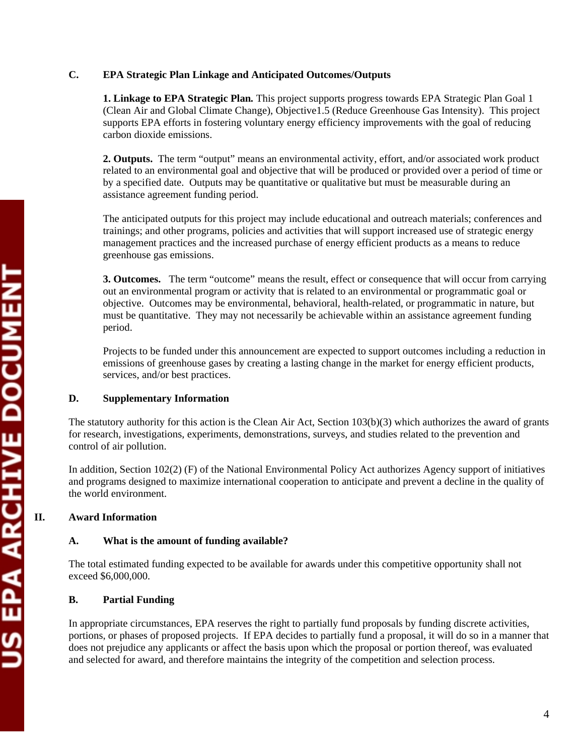### C. EPA Strategic Plan Linkage and Anticipated Outcomes/Outputs

**1. Linkage to EPA Strategic Plan.** This project supports progress towards EPA Strategic Plan Goal 1 (Clean Air and Global Climate Change), Objective1.5 (Reduce Greenhouse Gas Intensity). This project supports EPA efforts in fostering voluntary energy efficiency improvements with the goal of reducing carbon dioxide emissions.

**2. Outputs.** The term "output" means an environmental activity, effort, and/or associated work product related to an environmental goal and objective that will be produced or provided over a period of time or by a specified date. Outputs may be quantitative or qualitative but must be measurable during an assistance agreement funding period.

The anticipated outputs for this project may include educational and outreach materials; conferences and trainings; and other programs, policies and activities that will support increased use of strategic energy management practices and the increased purchase of energy efficient products as a means to reduce greenhouse gas emissions.

**3. Outcomes.** The term "outcome" means the result, effect or consequence that will occur from carrying out an environmental program or activity that is related to an environmental or programmatic goal or objective. Outcomes may be environmental, behavioral, health-related, or programmatic in nature, but must be quantitative. They may not necessarily be achievable within an assistance agreement funding period.

Projects to be funded under this announcement are expected to support outcomes including a reduction in emissions of greenhouse gases by creating a lasting change in the market for energy efficient products, services, and/or best practices.

### D. Supplementary Information

The statutory authority for this action is the Clean Air Act, Section 103(b)(3) which authorizes the award of grants for research, investigations, experiments, demonstrations, surveys, and studies related to the prevention and control of air pollution.

In addition, Section 102(2) (F) of the National Environmental Policy Act authorizes Agency support of initiatives and programs designed to maximize international cooperation to anticipate and prevent a decline in the quality of the world environment.

## II. Award Information

### A. What is the amount of funding available?

The total estimated funding expected to be available for awards under this competitive opportunity shall not exceed $6,000,000.

### B. Partial Funding

In appropriate circumstances, EPA reserves the right to partially fund proposals by funding discrete activities, portions, or phases of proposed projects. If EPA decides to partially fund a proposal, it will do so in a manner that does not prejudice any applicants or affect the basis upon which the proposal or portion thereof, was evaluated and selected for award, and therefore maintains the integrity of the competition and selection process.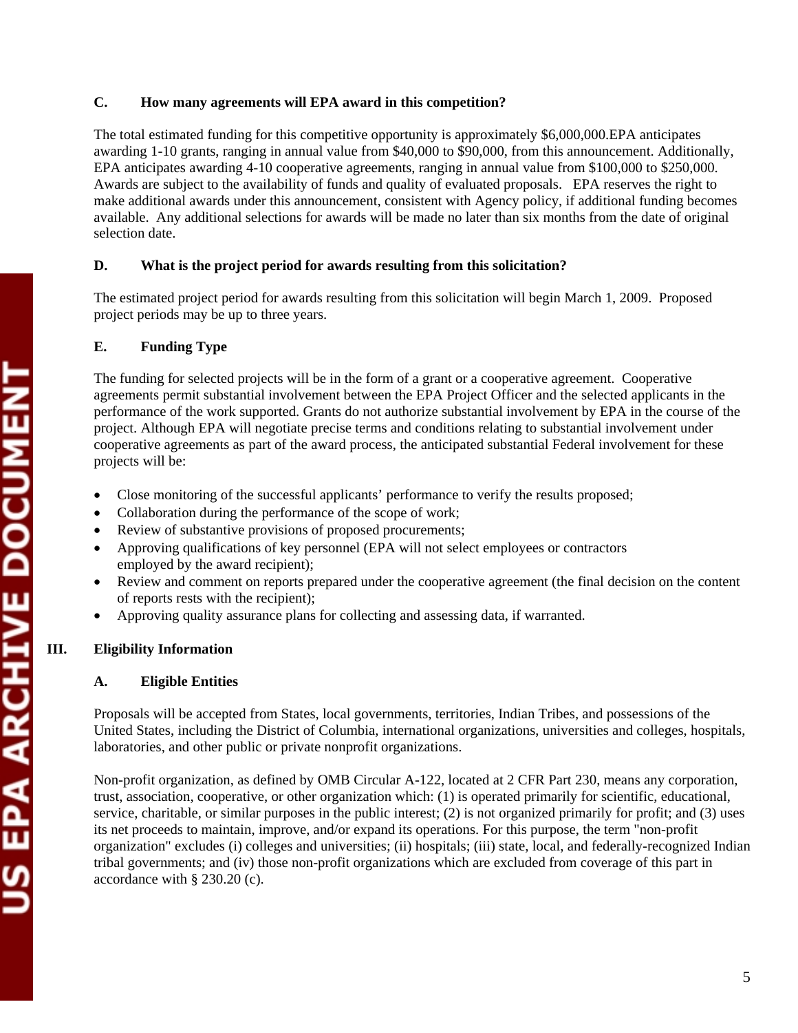### C. How many agreements will EPA award in this competition?

The total estimated funding for this competitive opportunity is approximately $6,000,000.EPA anticipates awarding 1-10 grants, ranging in annual value from $40,000 to $90,000, from this announcement. Additionally, EPA anticipates awarding 4-10 cooperative agreements, ranging in annual value from $100,000 to $250,000. Awards are subject to the availability of funds and quality of evaluated proposals. EPA reserves the right to make additional awards under this announcement, consistent with Agency policy, if additional funding becomes available. Any additional selections for awards will be made no later than six months from the date of original selection date.

### D. What is the project period for awards resulting from this solicitation?

The estimated project period for awards resulting from this solicitation will begin March 1, 2009. Proposed project periods may be up to three years.

### E. Funding Type

The funding for selected projects will be in the form of a grant or a cooperative agreement. Cooperative agreements permit substantial involvement between the EPA Project Officer and the selected applicants in the performance of the work supported. Grants do not authorize substantial involvement by EPA in the course of the project. Although EPA will negotiate precise terms and conditions relating to substantial involvement under cooperative agreements as part of the award process, the anticipated substantial Federal involvement for these projects will be:

- Close monitoring of the successful applicants' performance to verify the results proposed;
- Collaboration during the performance of the scope of work;
- Review of substantive provisions of proposed procurements;
- Approving qualifications of key personnel (EPA will not select employees or contractors employed by the award recipient);
- Review and comment on reports prepared under the cooperative agreement (the final decision on the content of reports rests with the recipient);
- Approving quality assurance plans for collecting and assessing data, if warranted.

## III. Eligibility Information

### A. Eligible Entities

Proposals will be accepted from States, local governments, territories, Indian Tribes, and possessions of the United States, including the District of Columbia, international organizations, universities and colleges, hospitals, laboratories, and other public or private nonprofit organizations.

Non-profit organization, as defined by OMB Circular A-122, located at 2 CFR Part 230, means any corporation, trust, association, cooperative, or other organization which: (1) is operated primarily for scientific, educational, service, charitable, or similar purposes in the public interest; (2) is not organized primarily for profit; and (3) uses its net proceeds to maintain, improve, and/or expand its operations. For this purpose, the term "non-profit organization" excludes (i) colleges and universities; (ii) hospitals; (iii) state, local, and federally-recognized Indian tribal governments; and (iv) those non-profit organizations which are excluded from coverage of this part in accordance with § 230.20 (c).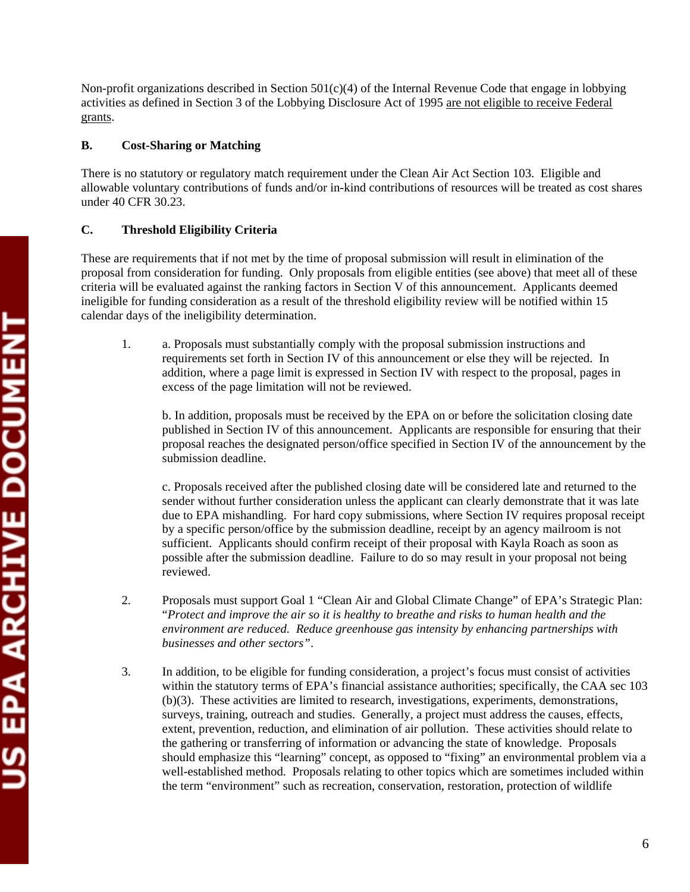Non-profit organizations described in Section 501(c)(4) of the Internal Revenue Code that engage in lobbying activities as defined in Section 3 of the Lobbying Disclosure Act of 1995 <u>are not eligible to receive Federal grants</u>.

### B. Cost-Sharing or Matching

There is no statutory or regulatory match requirement under the Clean Air Act Section 103. Eligible and allowable voluntary contributions of funds and/or in-kind contributions of resources will be treated as cost shares under 40 CFR 30.23.

### C. Threshold Eligibility Criteria

These are requirements that if not met by the time of proposal submission will result in elimination of the proposal from consideration for funding. Only proposals from eligible entities (see above) that meet all of these criteria will be evaluated against the ranking factors in Section V of this announcement. Applicants deemed ineligible for funding consideration as a result of the threshold eligibility review will be notified within 15 calendar days of the ineligibility determination.

1. a. Proposals must substantially comply with the proposal submission instructions and requirements set forth in Section IV of this announcement or else they will be rejected. In addition, where a page limit is expressed in Section IV with respect to the proposal, pages in excess of the page limitation will not be reviewed.

   b. In addition, proposals must be received by the EPA on or before the solicitation closing date published in Section IV of this announcement. Applicants are responsible for ensuring that their proposal reaches the designated person/office specified in Section IV of the announcement by the submission deadline.

   c. Proposals received after the published closing date will be considered late and returned to the sender without further consideration unless the applicant can clearly demonstrate that it was late due to EPA mishandling. For hard copy submissions, where Section IV requires proposal receipt by a specific person/office by the submission deadline, receipt by an agency mailroom is not sufficient. Applicants should confirm receipt of their proposal with Kayla Roach as soon as possible after the submission deadline. Failure to do so may result in your proposal not being reviewed.

2. Proposals must support Goal 1 "Clean Air and Global Climate Change" of EPA's Strategic Plan: "*Protect and improve the air so it is healthy to breathe and risks to human health and the environment are reduced. Reduce greenhouse gas intensity by enhancing partnerships with businesses and other sectors".*

3. In addition, to be eligible for funding consideration, a project's focus must consist of activities within the statutory terms of EPA's financial assistance authorities; specifically, the CAA sec 103 (b)(3). These activities are limited to research, investigations, experiments, demonstrations, surveys, training, outreach and studies. Generally, a project must address the causes, effects, extent, prevention, reduction, and elimination of air pollution. These activities should relate to the gathering or transferring of information or advancing the state of knowledge. Proposals should emphasize this "learning" concept, as opposed to "fixing" an environmental problem via a well-established method. Proposals relating to other topics which are sometimes included within the term "environment" such as recreation, conservation, restoration, protection of wildlife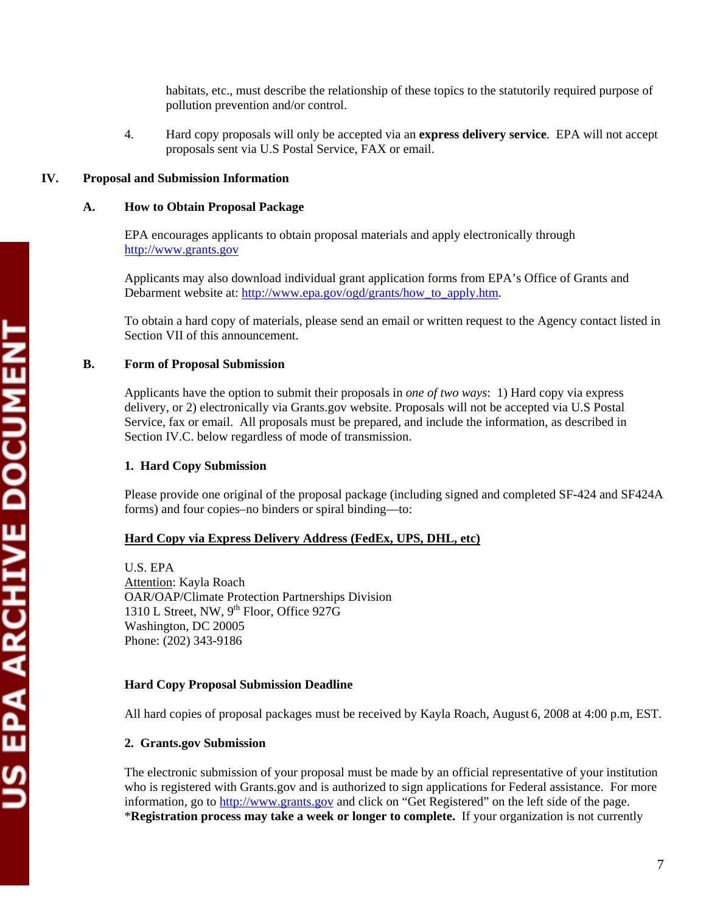habitats, etc., must describe the relationship of these topics to the statutorily required purpose of pollution prevention and/or control.

4. Hard copy proposals will only be accepted via an **express delivery service**. EPA will not accept proposals sent via U.S Postal Service, FAX or email.

## IV. Proposal and Submission Information

### A. How to Obtain Proposal Package

EPA encourages applicants to obtain proposal materials and apply electronically through http://www.grants.gov

Applicants may also download individual grant application forms from EPA's Office of Grants and Debarment website at: http://www.epa.gov/ogd/grants/how_to_apply.htm.

To obtain a hard copy of materials, please send an email or written request to the Agency contact listed in Section VII of this announcement.

### B. Form of Proposal Submission

Applicants have the option to submit their proposals in *one of two ways*: 1) Hard copy via express delivery, or 2) electronically via Grants.gov website. Proposals will not be accepted via U.S Postal Service, fax or email. All proposals must be prepared, and include the information, as described in Section IV.C. below regardless of mode of transmission.

#### 1. Hard Copy Submission

Please provide one original of the proposal package (including signed and completed SF-424 and SF424A forms) and four copies–no binders or spiral binding—to:

**Hard Copy via Express Delivery Address (FedEx, UPS, DHL, etc)**

U.S. EPA
Attention: Kayla Roach
OAR/OAP/Climate Protection Partnerships Division
1310 L Street, NW, 9th Floor, Office 927G
Washington, DC 20005
Phone: (202) 343-9186

**Hard Copy Proposal Submission Deadline**

All hard copies of proposal packages must be received by Kayla Roach, August 6, 2008 at 4:00 p.m, EST.

#### 2. Grants.gov Submission

The electronic submission of your proposal must be made by an official representative of your institution who is registered with Grants.gov and is authorized to sign applications for Federal assistance. For more information, go to http://www.grants.gov and click on "Get Registered" on the left side of the page. ***Registration process may take a week or longer to complete.** If your organization is not currently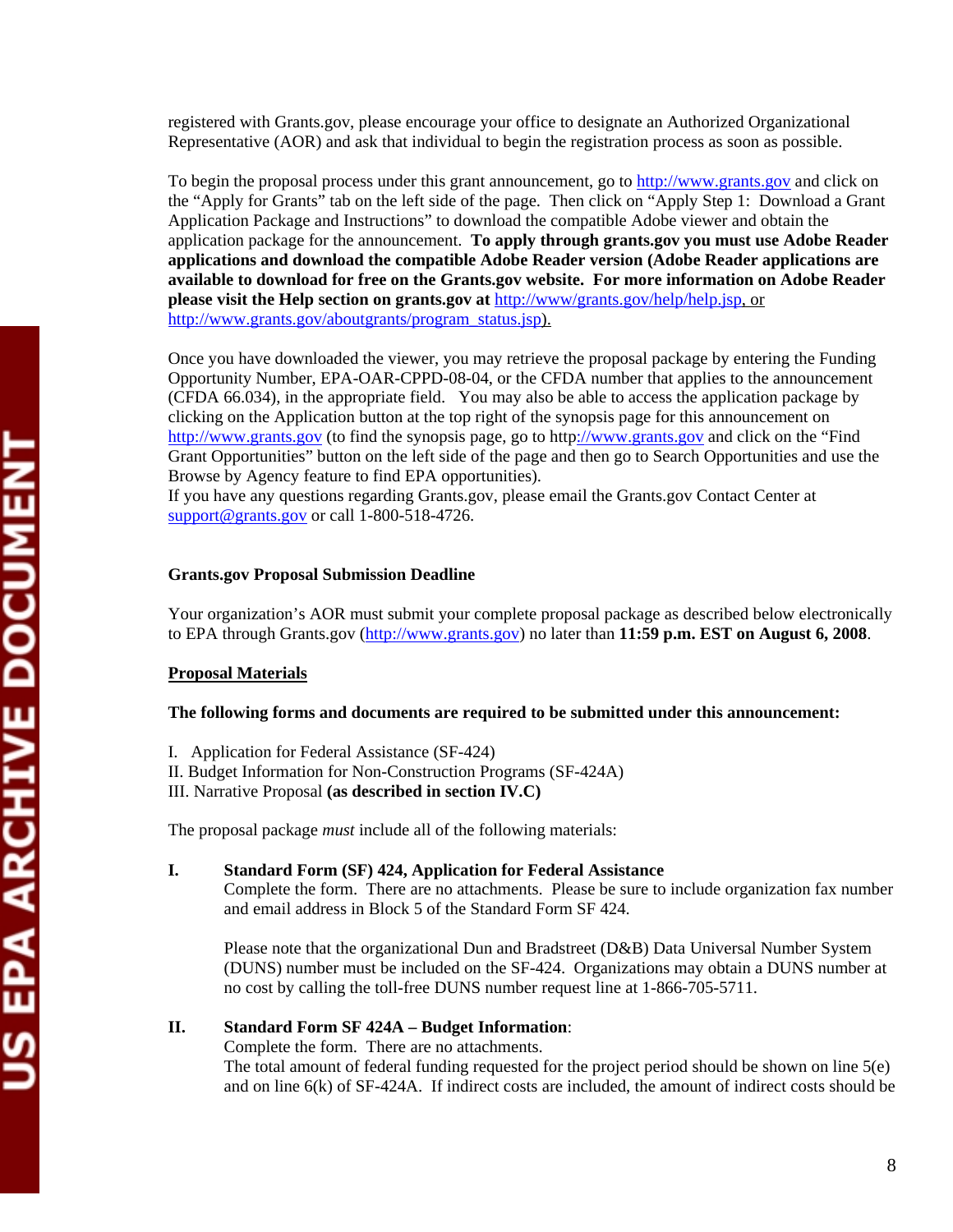registered with Grants.gov, please encourage your office to designate an Authorized Organizational Representative (AOR) and ask that individual to begin the registration process as soon as possible.

To begin the proposal process under this grant announcement, go to http://www.grants.gov and click on the "Apply for Grants" tab on the left side of the page. Then click on "Apply Step 1: Download a Grant Application Package and Instructions" to download the compatible Adobe viewer and obtain the application package for the announcement. **To apply through grants.gov you must use Adobe Reader applications and download the compatible Adobe Reader version (Adobe Reader applications are available to download for free on the Grants.gov website. For more information on Adobe Reader please visit the Help section on grants.gov at** http://www/grants.gov/help/help.jsp, or http://www.grants.gov/aboutgrants/program_status.jsp).

Once you have downloaded the viewer, you may retrieve the proposal package by entering the Funding Opportunity Number, EPA-OAR-CPPD-08-04, or the CFDA number that applies to the announcement (CFDA 66.034), in the appropriate field. You may also be able to access the application package by clicking on the Application button at the top right of the synopsis page for this announcement on http://www.grants.gov (to find the synopsis page, go to http://www.grants.gov and click on the "Find Grant Opportunities" button on the left side of the page and then go to Search Opportunities and use the Browse by Agency feature to find EPA opportunities).
If you have any questions regarding Grants.gov, please email the Grants.gov Contact Center at support@grants.gov or call 1-800-518-4726.

**Grants.gov Proposal Submission Deadline**

Your organization's AOR must submit your complete proposal package as described below electronically to EPA through Grants.gov (http://www.grants.gov) no later than **11:59 p.m. EST on August 6, 2008**.

**Proposal Materials**

**The following forms and documents are required to be submitted under this announcement:**

I. Application for Federal Assistance (SF-424)
II. Budget Information for Non-Construction Programs (SF-424A)
III. Narrative Proposal **(as described in section IV.C)**

The proposal package *must* include all of the following materials:

**I. Standard Form (SF) 424, Application for Federal Assistance**
Complete the form. There are no attachments. Please be sure to include organization fax number and email address in Block 5 of the Standard Form SF 424.

Please note that the organizational Dun and Bradstreet (D&B) Data Universal Number System (DUNS) number must be included on the SF-424. Organizations may obtain a DUNS number at no cost by calling the toll-free DUNS number request line at 1-866-705-5711.

**II. Standard Form SF 424A – Budget Information**:
Complete the form. There are no attachments.
The total amount of federal funding requested for the project period should be shown on line 5(e) and on line 6(k) of SF-424A. If indirect costs are included, the amount of indirect costs should be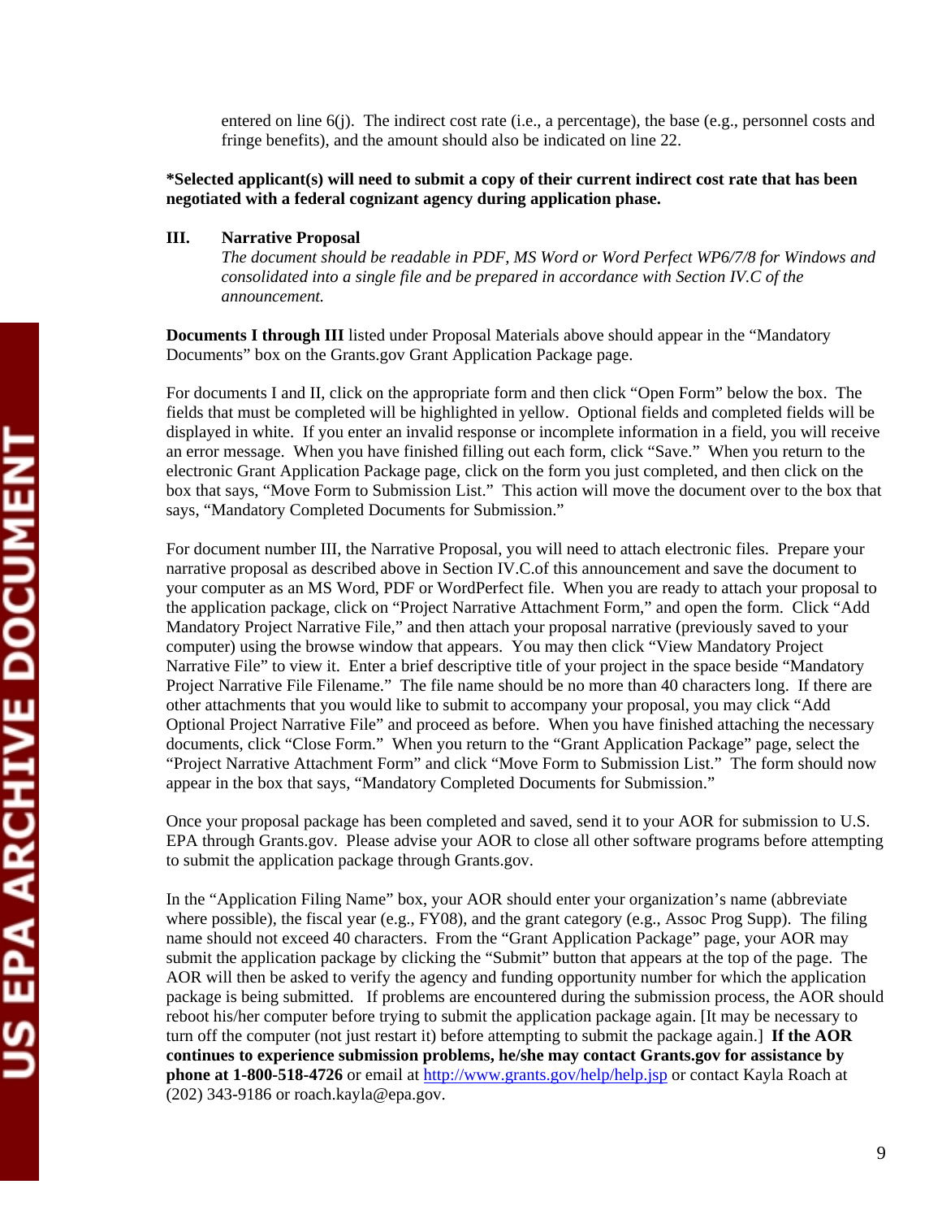entered on line 6(j). The indirect cost rate (i.e., a percentage), the base (e.g., personnel costs and fringe benefits), and the amount should also be indicated on line 22.

**\*Selected applicant(s) will need to submit a copy of their current indirect cost rate that has been negotiated with a federal cognizant agency during application phase.**

**III. Narrative Proposal**

*The document should be readable in PDF, MS Word or Word Perfect WP6/7/8 for Windows and consolidated into a single file and be prepared in accordance with Section IV.C of the announcement.*

**Documents I through III** listed under Proposal Materials above should appear in the "Mandatory Documents" box on the Grants.gov Grant Application Package page.

For documents I and II, click on the appropriate form and then click "Open Form" below the box. The fields that must be completed will be highlighted in yellow. Optional fields and completed fields will be displayed in white. If you enter an invalid response or incomplete information in a field, you will receive an error message. When you have finished filling out each form, click "Save." When you return to the electronic Grant Application Package page, click on the form you just completed, and then click on the box that says, "Move Form to Submission List." This action will move the document over to the box that says, "Mandatory Completed Documents for Submission."

For document number III, the Narrative Proposal, you will need to attach electronic files. Prepare your narrative proposal as described above in Section IV.C.of this announcement and save the document to your computer as an MS Word, PDF or WordPerfect file. When you are ready to attach your proposal to the application package, click on "Project Narrative Attachment Form," and open the form. Click "Add Mandatory Project Narrative File," and then attach your proposal narrative (previously saved to your computer) using the browse window that appears. You may then click "View Mandatory Project Narrative File" to view it. Enter a brief descriptive title of your project in the space beside "Mandatory Project Narrative File Filename." The file name should be no more than 40 characters long. If there are other attachments that you would like to submit to accompany your proposal, you may click "Add Optional Project Narrative File" and proceed as before. When you have finished attaching the necessary documents, click "Close Form." When you return to the "Grant Application Package" page, select the "Project Narrative Attachment Form" and click "Move Form to Submission List." The form should now appear in the box that says, "Mandatory Completed Documents for Submission."

Once your proposal package has been completed and saved, send it to your AOR for submission to U.S. EPA through Grants.gov. Please advise your AOR to close all other software programs before attempting to submit the application package through Grants.gov.

In the "Application Filing Name" box, your AOR should enter your organization's name (abbreviate where possible), the fiscal year (e.g., FY08), and the grant category (e.g., Assoc Prog Supp). The filing name should not exceed 40 characters. From the "Grant Application Package" page, your AOR may submit the application package by clicking the "Submit" button that appears at the top of the page. The AOR will then be asked to verify the agency and funding opportunity number for which the application package is being submitted. If problems are encountered during the submission process, the AOR should reboot his/her computer before trying to submit the application package again. [It may be necessary to turn off the computer (not just restart it) before attempting to submit the package again.] **If the AOR continues to experience submission problems, he/she may contact Grants.gov for assistance by phone at 1-800-518-4726** or email at http://www.grants.gov/help/help.jsp or contact Kayla Roach at (202) 343-9186 or roach.kayla@epa.gov.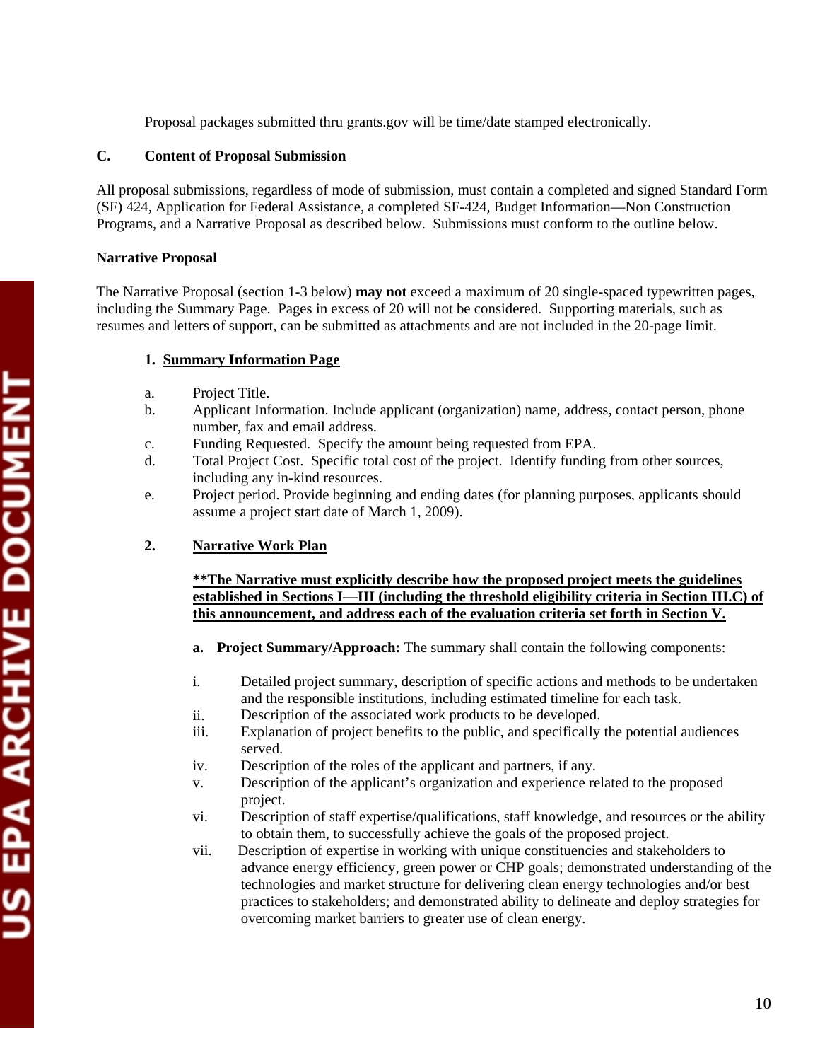Proposal packages submitted thru grants.gov will be time/date stamped electronically.

## C. Content of Proposal Submission

All proposal submissions, regardless of mode of submission, must contain a completed and signed Standard Form (SF) 424, Application for Federal Assistance, a completed SF-424, Budget Information—Non Construction Programs, and a Narrative Proposal as described below. Submissions must conform to the outline below.

**Narrative Proposal**

The Narrative Proposal (section 1-3 below) **may not** exceed a maximum of 20 single-spaced typewritten pages, including the Summary Page. Pages in excess of 20 will not be considered. Supporting materials, such as resumes and letters of support, can be submitted as attachments and are not included in the 20-page limit.

### 1. Summary Information Page

a. Project Title.

b. Applicant Information. Include applicant (organization) name, address, contact person, phone number, fax and email address.

c. Funding Requested. Specify the amount being requested from EPA.

d. Total Project Cost. Specific total cost of the project. Identify funding from other sources, including any in-kind resources.

e. Project period. Provide beginning and ending dates (for planning purposes, applicants should assume a project start date of March 1, 2009).

### 2. Narrative Work Plan

**\*\*The Narrative must explicitly describe how the proposed project meets the guidelines established in Sections I—III (including the threshold eligibility criteria in Section III.C) of this announcement, and address each of the evaluation criteria set forth in Section V.**

**a. Project Summary/Approach:** The summary shall contain the following components:

i. Detailed project summary, description of specific actions and methods to be undertaken and the responsible institutions, including estimated timeline for each task.

ii. Description of the associated work products to be developed.

iii. Explanation of project benefits to the public, and specifically the potential audiences served.

iv. Description of the roles of the applicant and partners, if any.

v. Description of the applicant's organization and experience related to the proposed project.

vi. Description of staff expertise/qualifications, staff knowledge, and resources or the ability to obtain them, to successfully achieve the goals of the proposed project.

vii. Description of expertise in working with unique constituencies and stakeholders to advance energy efficiency, green power or CHP goals; demonstrated understanding of the technologies and market structure for delivering clean energy technologies and/or best practices to stakeholders; and demonstrated ability to delineate and deploy strategies for overcoming market barriers to greater use of clean energy.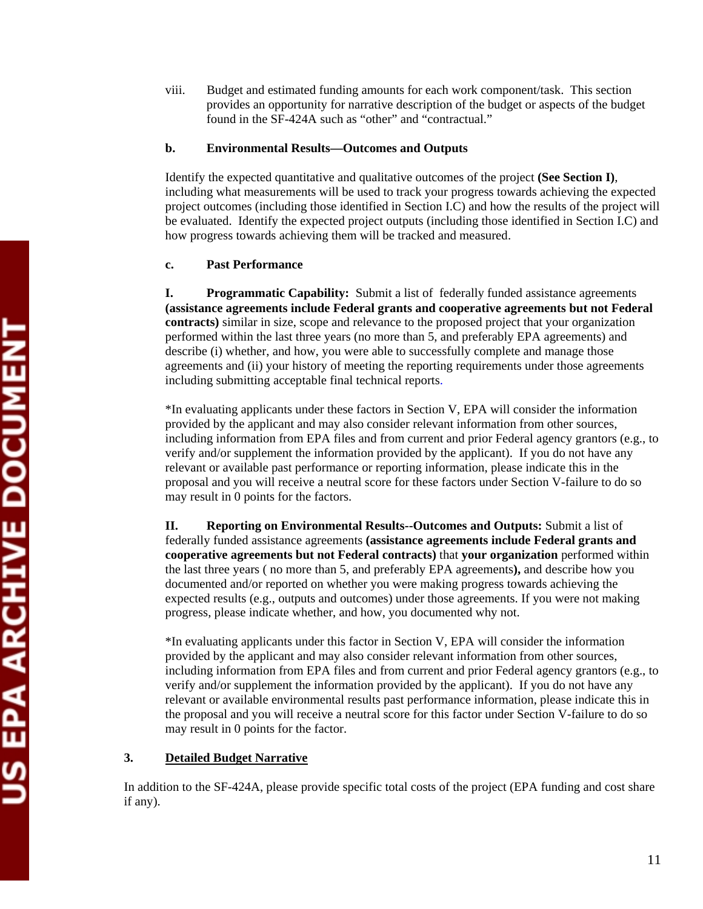viii. Budget and estimated funding amounts for each work component/task. This section provides an opportunity for narrative description of the budget or aspects of the budget found in the SF-424A such as "other" and "contractual."

**b. Environmental Results—Outcomes and Outputs**

Identify the expected quantitative and qualitative outcomes of the project **(See Section I)**, including what measurements will be used to track your progress towards achieving the expected project outcomes (including those identified in Section I.C) and how the results of the project will be evaluated. Identify the expected project outputs (including those identified in Section I.C) and how progress towards achieving them will be tracked and measured.

**c. Past Performance**

**I. Programmatic Capability:** Submit a list of federally funded assistance agreements **(assistance agreements include Federal grants and cooperative agreements but not Federal contracts)** similar in size, scope and relevance to the proposed project that your organization performed within the last three years (no more than 5, and preferably EPA agreements) and describe (i) whether, and how, you were able to successfully complete and manage those agreements and (ii) your history of meeting the reporting requirements under those agreements including submitting acceptable final technical reports.

*In evaluating applicants under these factors in Section V, EPA will consider the information provided by the applicant and may also consider relevant information from other sources, including information from EPA files and from current and prior Federal agency grantors (e.g., to verify and/or supplement the information provided by the applicant). If you do not have any relevant or available past performance or reporting information, please indicate this in the proposal and you will receive a neutral score for these factors under Section V-failure to do so may result in 0 points for the factors.

**II. Reporting on Environmental Results--Outcomes and Outputs:** Submit a list of federally funded assistance agreements **(assistance agreements include Federal grants and cooperative agreements but not Federal contracts)** that **your organization** performed within the last three years ( no more than 5, and preferably EPA agreements**),** and describe how you documented and/or reported on whether you were making progress towards achieving the expected results (e.g., outputs and outcomes) under those agreements. If you were not making progress, please indicate whether, and how, you documented why not.

*In evaluating applicants under this factor in Section V, EPA will consider the information provided by the applicant and may also consider relevant information from other sources, including information from EPA files and from current and prior Federal agency grantors (e.g., to verify and/or supplement the information provided by the applicant). If you do not have any relevant or available environmental results past performance information, please indicate this in the proposal and you will receive a neutral score for this factor under Section V-failure to do so may result in 0 points for the factor.

**3. Detailed Budget Narrative**

In addition to the SF-424A, please provide specific total costs of the project (EPA funding and cost share if any).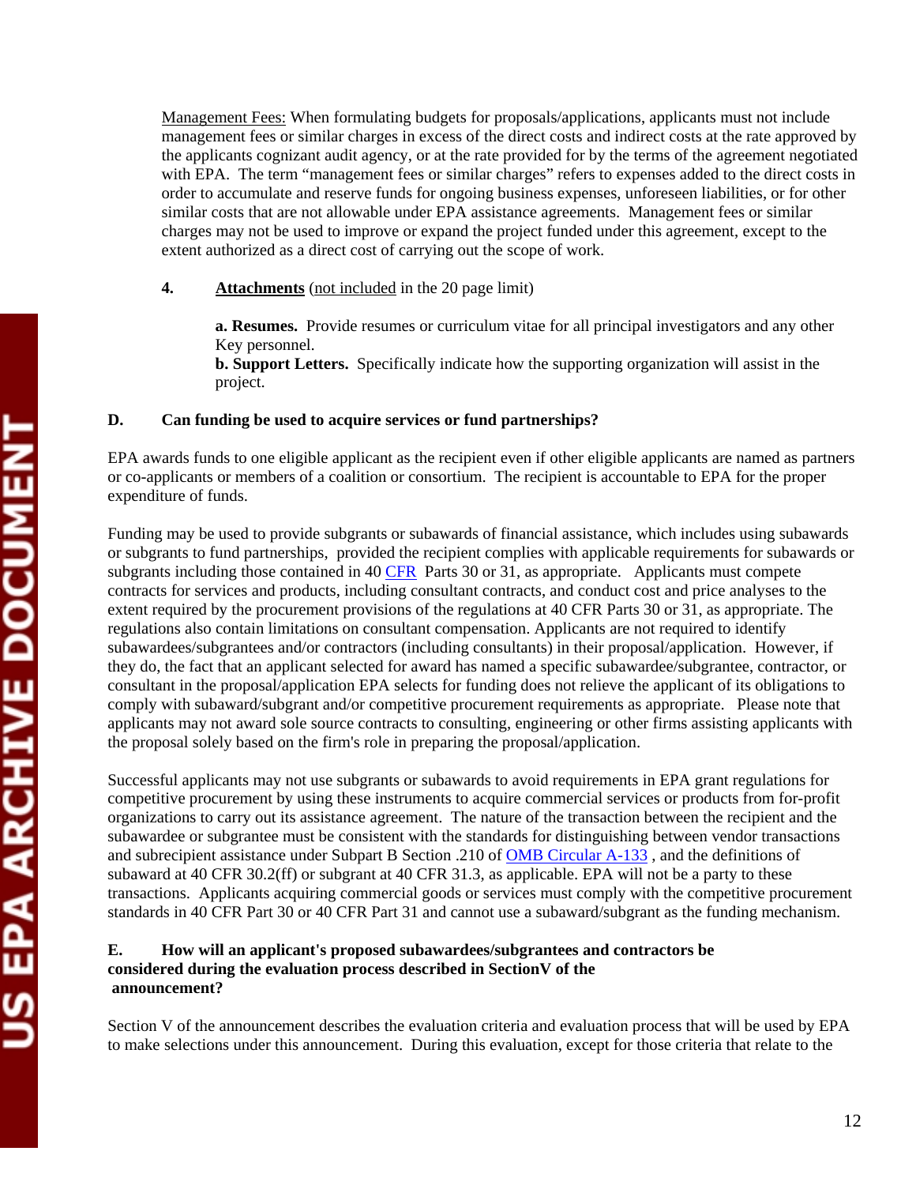Management Fees: When formulating budgets for proposals/applications, applicants must not include management fees or similar charges in excess of the direct costs and indirect costs at the rate approved by the applicants cognizant audit agency, or at the rate provided for by the terms of the agreement negotiated with EPA. The term "management fees or similar charges" refers to expenses added to the direct costs in order to accumulate and reserve funds for ongoing business expenses, unforeseen liabilities, or for other similar costs that are not allowable under EPA assistance agreements. Management fees or similar charges may not be used to improve or expand the project funded under this agreement, except to the extent authorized as a direct cost of carrying out the scope of work.

**4. Attachments** (not included in the 20 page limit)

**a. Resumes.** Provide resumes or curriculum vitae for all principal investigators and any other Key personnel.
**b. Support Letters.** Specifically indicate how the supporting organization will assist in the project.

### D. Can funding be used to acquire services or fund partnerships?

EPA awards funds to one eligible applicant as the recipient even if other eligible applicants are named as partners or co-applicants or members of a coalition or consortium. The recipient is accountable to EPA for the proper expenditure of funds.

Funding may be used to provide subgrants or subawards of financial assistance, which includes using subawards or subgrants to fund partnerships, provided the recipient complies with applicable requirements for subawards or subgrants including those contained in 40 CFR Parts 30 or 31, as appropriate. Applicants must compete contracts for services and products, including consultant contracts, and conduct cost and price analyses to the extent required by the procurement provisions of the regulations at 40 CFR Parts 30 or 31, as appropriate. The regulations also contain limitations on consultant compensation. Applicants are not required to identify subawardees/subgrantees and/or contractors (including consultants) in their proposal/application. However, if they do, the fact that an applicant selected for award has named a specific subawardee/subgrantee, contractor, or consultant in the proposal/application EPA selects for funding does not relieve the applicant of its obligations to comply with subaward/subgrant and/or competitive procurement requirements as appropriate. Please note that applicants may not award sole source contracts to consulting, engineering or other firms assisting applicants with the proposal solely based on the firm's role in preparing the proposal/application.

Successful applicants may not use subgrants or subawards to avoid requirements in EPA grant regulations for competitive procurement by using these instruments to acquire commercial services or products from for-profit organizations to carry out its assistance agreement. The nature of the transaction between the recipient and the subawardee or subgrantee must be consistent with the standards for distinguishing between vendor transactions and subrecipient assistance under Subpart B Section .210 of OMB Circular A-133 , and the definitions of subaward at 40 CFR 30.2(ff) or subgrant at 40 CFR 31.3, as applicable. EPA will not be a party to these transactions. Applicants acquiring commercial goods or services must comply with the competitive procurement standards in 40 CFR Part 30 or 40 CFR Part 31 and cannot use a subaward/subgrant as the funding mechanism.

### E. How will an applicant's proposed subawardees/subgrantees and contractors be considered during the evaluation process described in SectionV of the announcement?

Section V of the announcement describes the evaluation criteria and evaluation process that will be used by EPA to make selections under this announcement. During this evaluation, except for those criteria that relate to the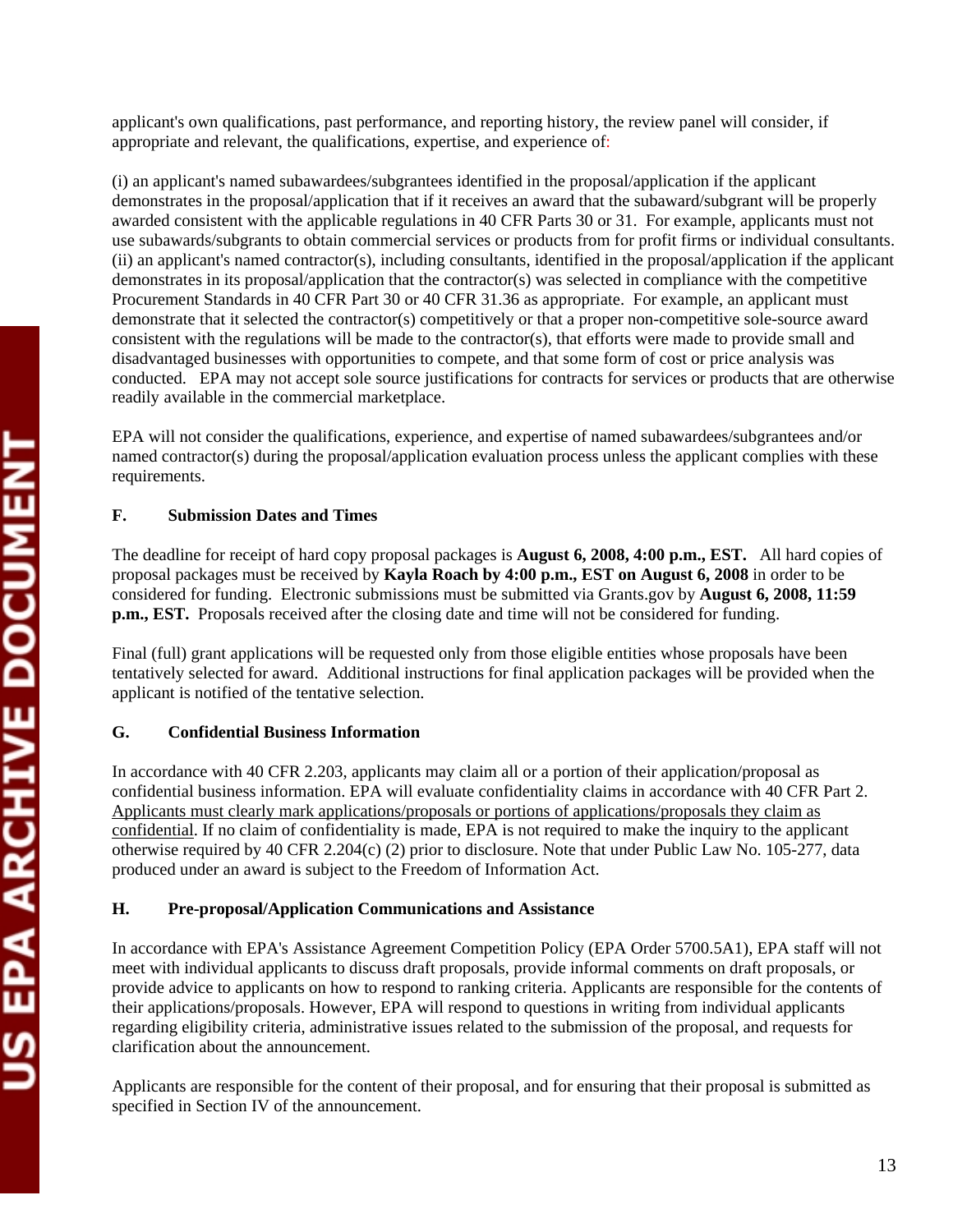applicant's own qualifications, past performance, and reporting history, the review panel will consider, if appropriate and relevant, the qualifications, expertise, and experience of:

(i) an applicant's named subawardees/subgrantees identified in the proposal/application if the applicant demonstrates in the proposal/application that if it receives an award that the subaward/subgrant will be properly awarded consistent with the applicable regulations in 40 CFR Parts 30 or 31. For example, applicants must not use subawards/subgrants to obtain commercial services or products from for profit firms or individual consultants. (ii) an applicant's named contractor(s), including consultants, identified in the proposal/application if the applicant demonstrates in its proposal/application that the contractor(s) was selected in compliance with the competitive Procurement Standards in 40 CFR Part 30 or 40 CFR 31.36 as appropriate. For example, an applicant must demonstrate that it selected the contractor(s) competitively or that a proper non-competitive sole-source award consistent with the regulations will be made to the contractor(s), that efforts were made to provide small and disadvantaged businesses with opportunities to compete, and that some form of cost or price analysis was conducted. EPA may not accept sole source justifications for contracts for services or products that are otherwise readily available in the commercial marketplace.

EPA will not consider the qualifications, experience, and expertise of named subawardees/subgrantees and/or named contractor(s) during the proposal/application evaluation process unless the applicant complies with these requirements.

### F. Submission Dates and Times

The deadline for receipt of hard copy proposal packages is **August 6, 2008, 4:00 p.m., EST.** All hard copies of proposal packages must be received by **Kayla Roach by 4:00 p.m., EST on August 6, 2008** in order to be considered for funding. Electronic submissions must be submitted via Grants.gov by **August 6, 2008, 11:59 p.m., EST.** Proposals received after the closing date and time will not be considered for funding.

Final (full) grant applications will be requested only from those eligible entities whose proposals have been tentatively selected for award. Additional instructions for final application packages will be provided when the applicant is notified of the tentative selection.

### G. Confidential Business Information

In accordance with 40 CFR 2.203, applicants may claim all or a portion of their application/proposal as confidential business information. EPA will evaluate confidentiality claims in accordance with 40 CFR Part 2. Applicants must clearly mark applications/proposals or portions of applications/proposals they claim as confidential. If no claim of confidentiality is made, EPA is not required to make the inquiry to the applicant otherwise required by 40 CFR 2.204(c) (2) prior to disclosure. Note that under Public Law No. 105-277, data produced under an award is subject to the Freedom of Information Act.

### H. Pre-proposal/Application Communications and Assistance

In accordance with EPA's Assistance Agreement Competition Policy (EPA Order 5700.5A1), EPA staff will not meet with individual applicants to discuss draft proposals, provide informal comments on draft proposals, or provide advice to applicants on how to respond to ranking criteria. Applicants are responsible for the contents of their applications/proposals. However, EPA will respond to questions in writing from individual applicants regarding eligibility criteria, administrative issues related to the submission of the proposal, and requests for clarification about the announcement.

Applicants are responsible for the content of their proposal, and for ensuring that their proposal is submitted as specified in Section IV of the announcement.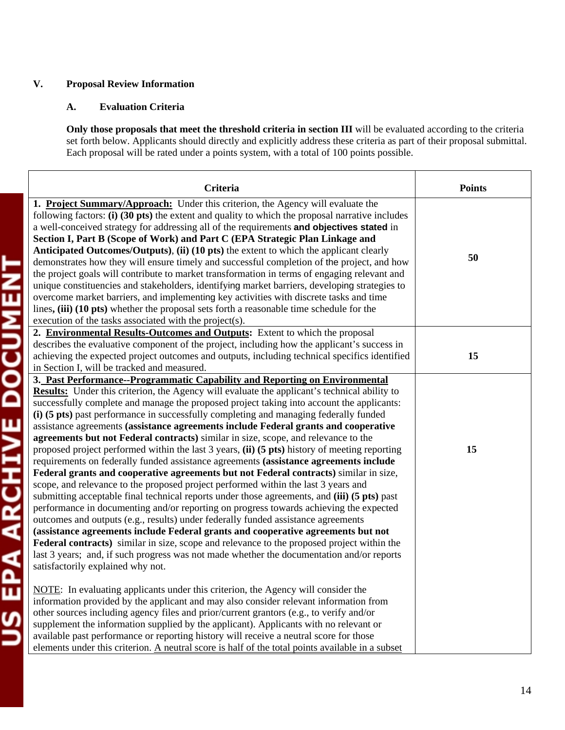## V. Proposal Review Information

### A. Evaluation Criteria

**Only those proposals that meet the threshold criteria in section III** will be evaluated according to the criteria set forth below. Applicants should directly and explicitly address these criteria as part of their proposal submittal. Each proposal will be rated under a points system, with a total of 100 points possible.

| Criteria | Points |
|---|---|
| **1. <u>Project Summary/Approach:</u>** Under this criterion, the Agency will evaluate the following factors: **(i) (30 pts)** the extent and quality to which the proposal narrative includes a well-conceived strategy for addressing all of the requirements **and objectives stated** in **Section I, Part B (Scope of Work) and Part C (EPA Strategic Plan Linkage and Anticipated Outcomes/Outputs)**, **(ii) (10 pts)** the extent to which the applicant clearly demonstrates how they will ensure timely and successful completion of the project, and how the project goals will contribute to market transformation in terms of engaging relevant and unique constituencies and stakeholders, identifying market barriers, developing strategies to overcome market barriers, and implementing key activities with discrete tasks and time lines**, (iii) (10 pts)** whether the proposal sets forth a reasonable time schedule for the execution of the tasks associated with the project(s). | 50 |
| **2. <u>Environmental Results-Outcomes and Outputs</u>:** Extent to which the proposal describes the evaluative component of the project, including how the applicant's success in achieving the expected project outcomes and outputs, including technical specifics identified in Section I, will be tracked and measured. | 15 |
| **3. <u>Past Performance--Programmatic Capability and Reporting on Environmental Results:</u>** Under this criterion, the Agency will evaluate the applicant's technical ability to successfully complete and manage the proposed project taking into account the applicants: **(i) (5 pts)** past performance in successfully completing and managing federally funded assistance agreements **(assistance agreements include Federal grants and cooperative agreements but not Federal contracts)** similar in size, scope, and relevance to the proposed project performed within the last 3 years, **(ii) (5 pts)** history of meeting reporting requirements on federally funded assistance agreements **(assistance agreements include Federal grants and cooperative agreements but not Federal contracts)** similar in size, scope, and relevance to the proposed project performed within the last 3 years and submitting acceptable final technical reports under those agreements, and **(iii) (5 pts)** past performance in documenting and/or reporting on progress towards achieving the expected outcomes and outputs (e.g., results) under federally funded assistance agreements **(assistance agreements include Federal grants and cooperative agreements but not Federal contracts)** similar in size, scope and relevance to the proposed project within the last 3 years; and, if such progress was not made whether the documentation and/or reports satisfactorily explained why not. <br><br> <u>NOTE</u>: In evaluating applicants under this criterion, the Agency will consider the information provided by the applicant and may also consider relevant information from other sources including agency files and prior/current grantors (e.g., to verify and/or supplement the information supplied by the applicant). Applicants with no relevant or available past performance or reporting history will receive a neutral score for those elements under this criterion. <u>A neutral score is half of the total points available in a subset</u> | 15 |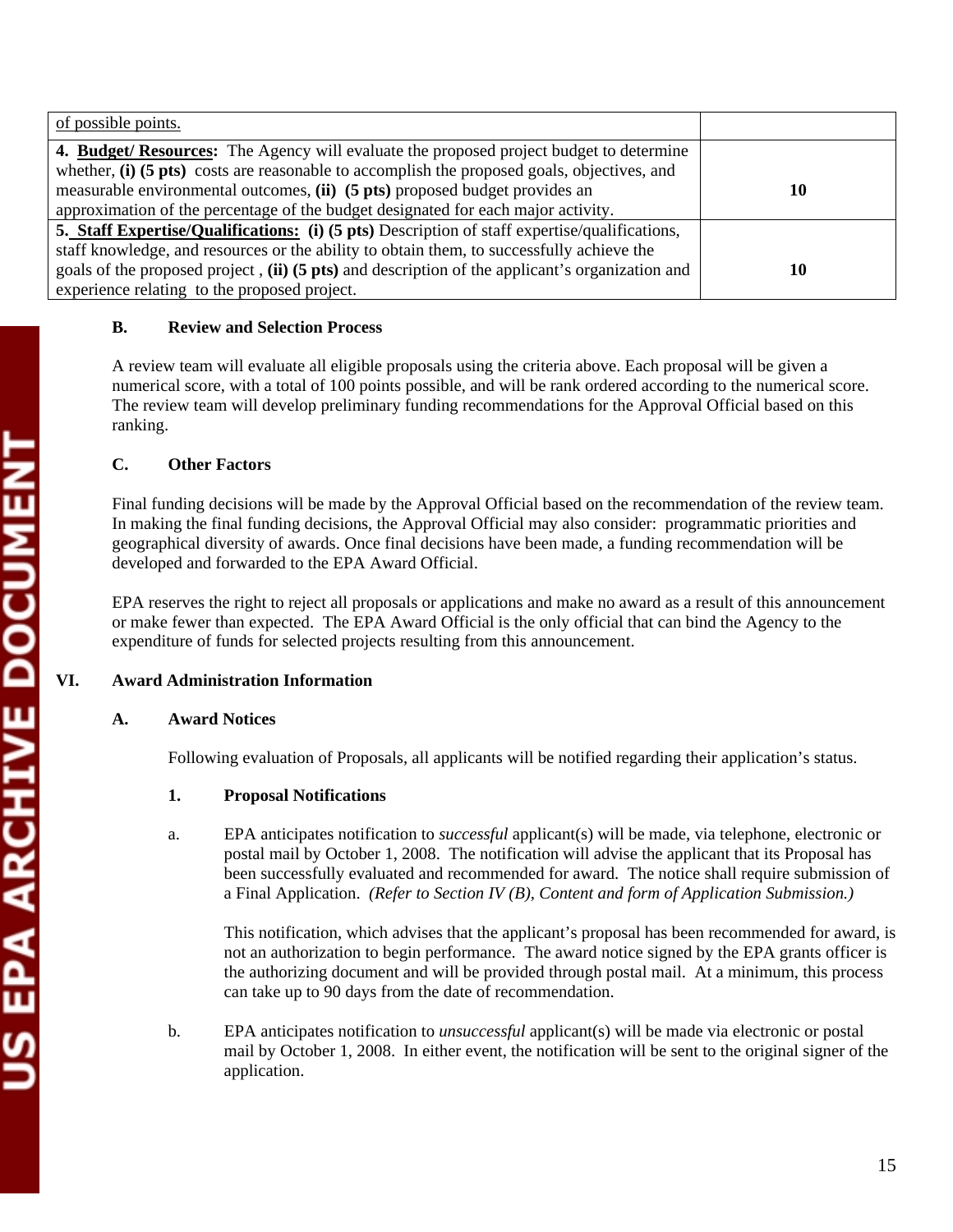| | |
|---|---|
| of possible points. | |
| **4. Budget/ Resources:** The Agency will evaluate the proposed project budget to determine whether, **(i) (5 pts)** costs are reasonable to accomplish the proposed goals, objectives, and measurable environmental outcomes, **(ii) (5 pts)** proposed budget provides an approximation of the percentage of the budget designated for each major activity. | **10** |
| **5. Staff Expertise/Qualifications: (i) (5 pts)** Description of staff expertise/qualifications, staff knowledge, and resources or the ability to obtain them, to successfully achieve the goals of the proposed project , **(ii) (5 pts)** and description of the applicant's organization and experience relating to the proposed project. | **10** |

### B. Review and Selection Process

A review team will evaluate all eligible proposals using the criteria above. Each proposal will be given a numerical score, with a total of 100 points possible, and will be rank ordered according to the numerical score. The review team will develop preliminary funding recommendations for the Approval Official based on this ranking.

### C. Other Factors

Final funding decisions will be made by the Approval Official based on the recommendation of the review team. In making the final funding decisions, the Approval Official may also consider: programmatic priorities and geographical diversity of awards. Once final decisions have been made, a funding recommendation will be developed and forwarded to the EPA Award Official.

EPA reserves the right to reject all proposals or applications and make no award as a result of this announcement or make fewer than expected. The EPA Award Official is the only official that can bind the Agency to the expenditure of funds for selected projects resulting from this announcement.

## VI. Award Administration Information

### A. Award Notices

Following evaluation of Proposals, all applicants will be notified regarding their application's status.

#### 1. Proposal Notifications

a. EPA anticipates notification to *successful* applicant(s) will be made, via telephone, electronic or postal mail by October 1, 2008. The notification will advise the applicant that its Proposal has been successfully evaluated and recommended for award. The notice shall require submission of a Final Application. *(Refer to Section IV (B), Content and form of Application Submission.)*

This notification, which advises that the applicant's proposal has been recommended for award, is not an authorization to begin performance. The award notice signed by the EPA grants officer is the authorizing document and will be provided through postal mail. At a minimum, this process can take up to 90 days from the date of recommendation.

b. EPA anticipates notification to *unsuccessful* applicant(s) will be made via electronic or postal mail by October 1, 2008. In either event, the notification will be sent to the original signer of the application.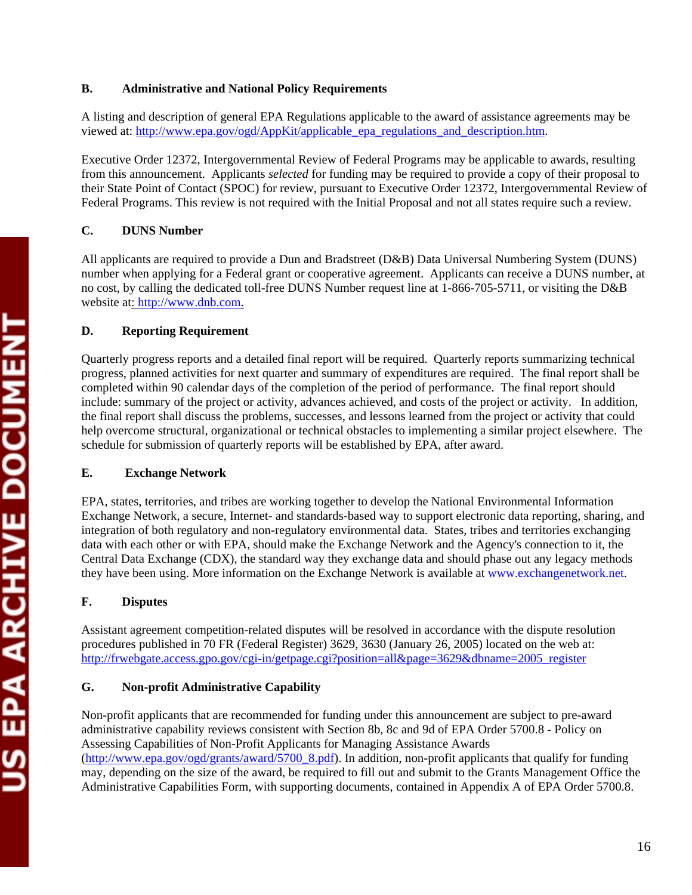### B. Administrative and National Policy Requirements

A listing and description of general EPA Regulations applicable to the award of assistance agreements may be viewed at: http://www.epa.gov/ogd/AppKit/applicable_epa_regulations_and_description.htm.

Executive Order 12372, Intergovernmental Review of Federal Programs may be applicable to awards, resulting from this announcement. Applicants *selected* for funding may be required to provide a copy of their proposal to their State Point of Contact (SPOC) for review, pursuant to Executive Order 12372, Intergovernmental Review of Federal Programs. This review is not required with the Initial Proposal and not all states require such a review.

### C. DUNS Number

All applicants are required to provide a Dun and Bradstreet (D&B) Data Universal Numbering System (DUNS) number when applying for a Federal grant or cooperative agreement. Applicants can receive a DUNS number, at no cost, by calling the dedicated toll-free DUNS Number request line at 1-866-705-5711, or visiting the D&B website at: http://www.dnb.com.

### D. Reporting Requirement

Quarterly progress reports and a detailed final report will be required. Quarterly reports summarizing technical progress, planned activities for next quarter and summary of expenditures are required. The final report shall be completed within 90 calendar days of the completion of the period of performance. The final report should include: summary of the project or activity, advances achieved, and costs of the project or activity. In addition, the final report shall discuss the problems, successes, and lessons learned from the project or activity that could help overcome structural, organizational or technical obstacles to implementing a similar project elsewhere. The schedule for submission of quarterly reports will be established by EPA, after award.

### E. Exchange Network

EPA, states, territories, and tribes are working together to develop the National Environmental Information Exchange Network, a secure, Internet- and standards-based way to support electronic data reporting, sharing, and integration of both regulatory and non-regulatory environmental data. States, tribes and territories exchanging data with each other or with EPA, should make the Exchange Network and the Agency's connection to it, the Central Data Exchange (CDX), the standard way they exchange data and should phase out any legacy methods they have been using. More information on the Exchange Network is available at www.exchangenetwork.net.

### F. Disputes

Assistant agreement competition-related disputes will be resolved in accordance with the dispute resolution procedures published in 70 FR (Federal Register) 3629, 3630 (January 26, 2005) located on the web at: http://frwebgate.access.gpo.gov/cgi-in/getpage.cgi?position=all&page=3629&dbname=2005_register

### G. Non-profit Administrative Capability

Non-profit applicants that are recommended for funding under this announcement are subject to pre-award administrative capability reviews consistent with Section 8b, 8c and 9d of EPA Order 5700.8 - Policy on Assessing Capabilities of Non-Profit Applicants for Managing Assistance Awards (http://www.epa.gov/ogd/grants/award/5700_8.pdf). In addition, non-profit applicants that qualify for funding may, depending on the size of the award, be required to fill out and submit to the Grants Management Office the Administrative Capabilities Form, with supporting documents, contained in Appendix A of EPA Order 5700.8.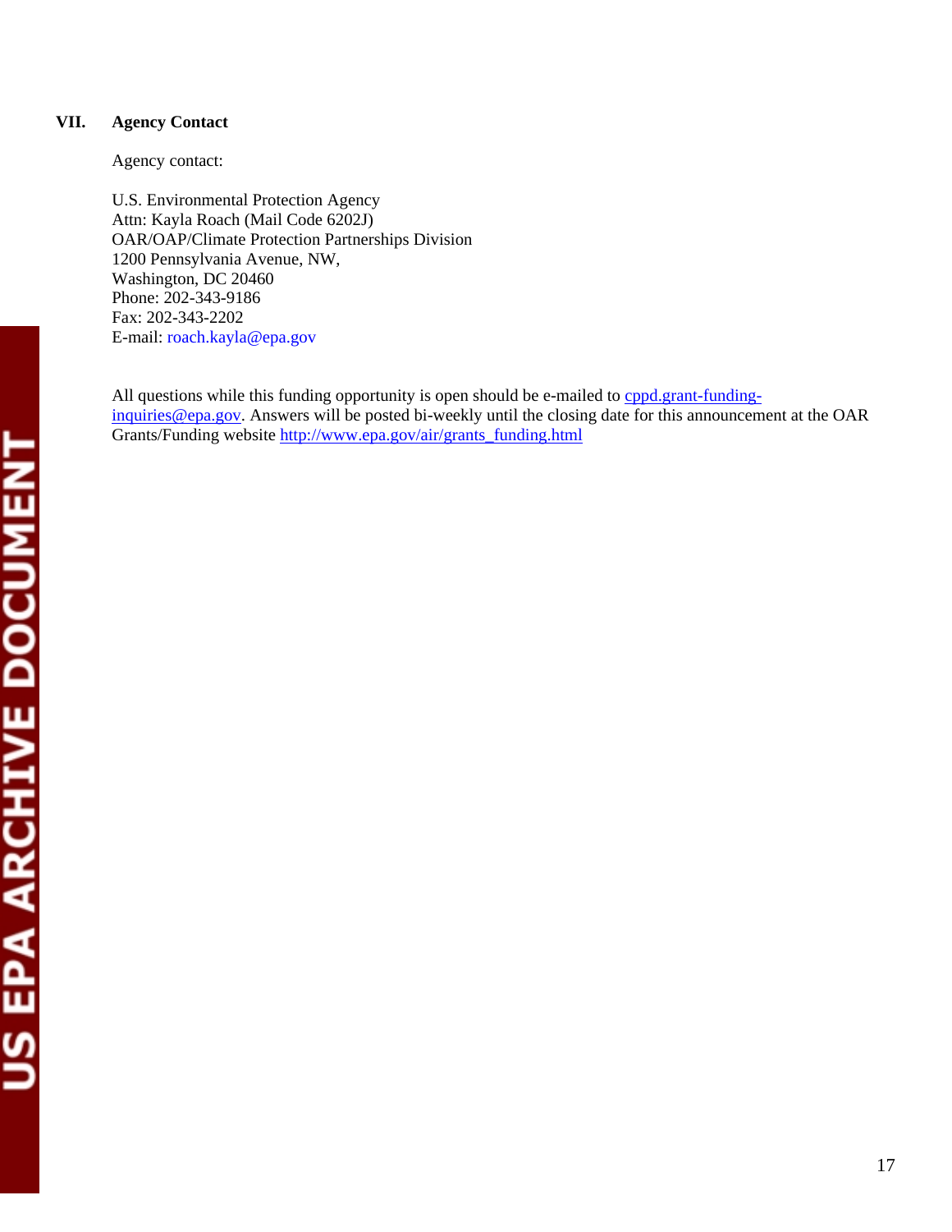## VII. Agency Contact

Agency contact:

U.S. Environmental Protection Agency
Attn: Kayla Roach (Mail Code 6202J)
OAR/OAP/Climate Protection Partnerships Division
1200 Pennsylvania Avenue, NW,
Washington, DC 20460
Phone: 202-343-9186
Fax: 202-343-2202
E-mail: roach.kayla@epa.gov

All questions while this funding opportunity is open should be e-mailed to cppd.grant-funding-inquiries@epa.gov. Answers will be posted bi-weekly until the closing date for this announcement at the OAR Grants/Funding website http://www.epa.gov/air/grants_funding.html